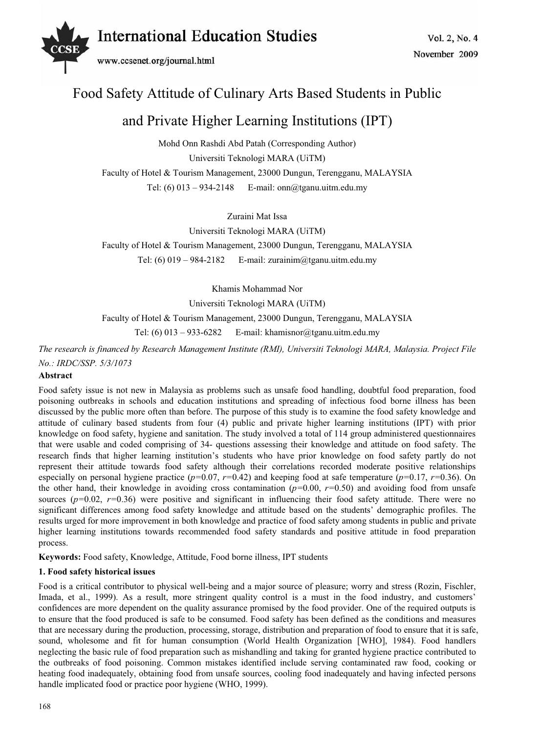# Food Safety Attitude of Culinary Arts Based Students in Public and Private Higher Learning Institutions (IPT)

Mohd Onn Rashdi Abd Patah (Corresponding Author)

Universiti Teknologi MARA (UiTM)

Faculty of Hotel & Tourism Management, 23000 Dungun, Terengganu, MALAYSIA

Tel: (6) 013 – 934-2148 E-mail: onn@tganu.uitm.edu.my

Zuraini Mat Issa

Universiti Teknologi MARA (UiTM)

Faculty of Hotel & Tourism Management, 23000 Dungun, Terengganu, MALAYSIA

Tel: (6) 019 – 984-2182 E-mail: zurainim@tganu.uitm.edu.my

Khamis Mohammad Nor

Universiti Teknologi MARA (UiTM)

Faculty of Hotel & Tourism Management, 23000 Dungun, Terengganu, MALAYSIA

Tel: (6) 013 – 933-6282 E-mail: khamisnor@tganu.uitm.edu.my

*The research is financed by Research Management Institute (RMI), Universiti Teknologi MARA, Malaysia. Project File No.: IRDC/SSP. 5/3/1073*

**Abstract**

Food safety issue is not new in Malaysia as problems such as unsafe food handling, doubtful food preparation, food poisoning outbreaks in schools and education institutions and spreading of infectious food borne illness has been discussed by the public more often than before. The purpose of this study is to examine the food safety knowledge and attitude of culinary based students from four (4) public and private higher learning institutions (IPT) with prior knowledge on food safety, hygiene and sanitation. The study involved a total of 114 group administered questionnaires that were usable and coded comprising of 34- questions assessing their knowledge and attitude on food safety. The research finds that higher learning institution's students who have prior knowledge on food safety partly do not represent their attitude towards food safety although their correlations recorded moderate positive relationships especially on personal hygiene practice ($p$=0.07, $r$=0.42) and keeping food at safe temperature ($p$=0.17, $r$=0.36). On the other hand, their knowledge in avoiding cross contamination ($p$=0.00, $r$=0.50) and avoiding food from unsafe sources ($p$=0.02, $r$=0.36) were positive and significant in influencing their food safety attitude. There were no significant differences among food safety knowledge and attitude based on the students' demographic profiles. The results urged for more improvement in both knowledge and practice of food safety among students in public and private higher learning institutions towards recommended food safety standards and positive attitude in food preparation process.

**Keywords:** Food safety, Knowledge, Attitude, Food borne illness, IPT students

## 1. Food safety historical issues

Food is a critical contributor to physical well-being and a major source of pleasure; worry and stress (Rozin, Fischler, Imada, et al., 1999). As a result, more stringent quality control is a must in the food industry, and customers' confidences are more dependent on the quality assurance promised by the food provider. One of the required outputs is to ensure that the food produced is safe to be consumed. Food safety has been defined as the conditions and measures that are necessary during the production, processing, storage, distribution and preparation of food to ensure that it is safe, sound, wholesome and fit for human consumption (World Health Organization [WHO], 1984). Food handlers neglecting the basic rule of food preparation such as mishandling and taking for granted hygiene practice contributed to the outbreaks of food poisoning. Common mistakes identified include serving contaminated raw food, cooking or heating food inadequately, obtaining food from unsafe sources, cooling food inadequately and having infected persons handle implicated food or practice poor hygiene (WHO, 1999).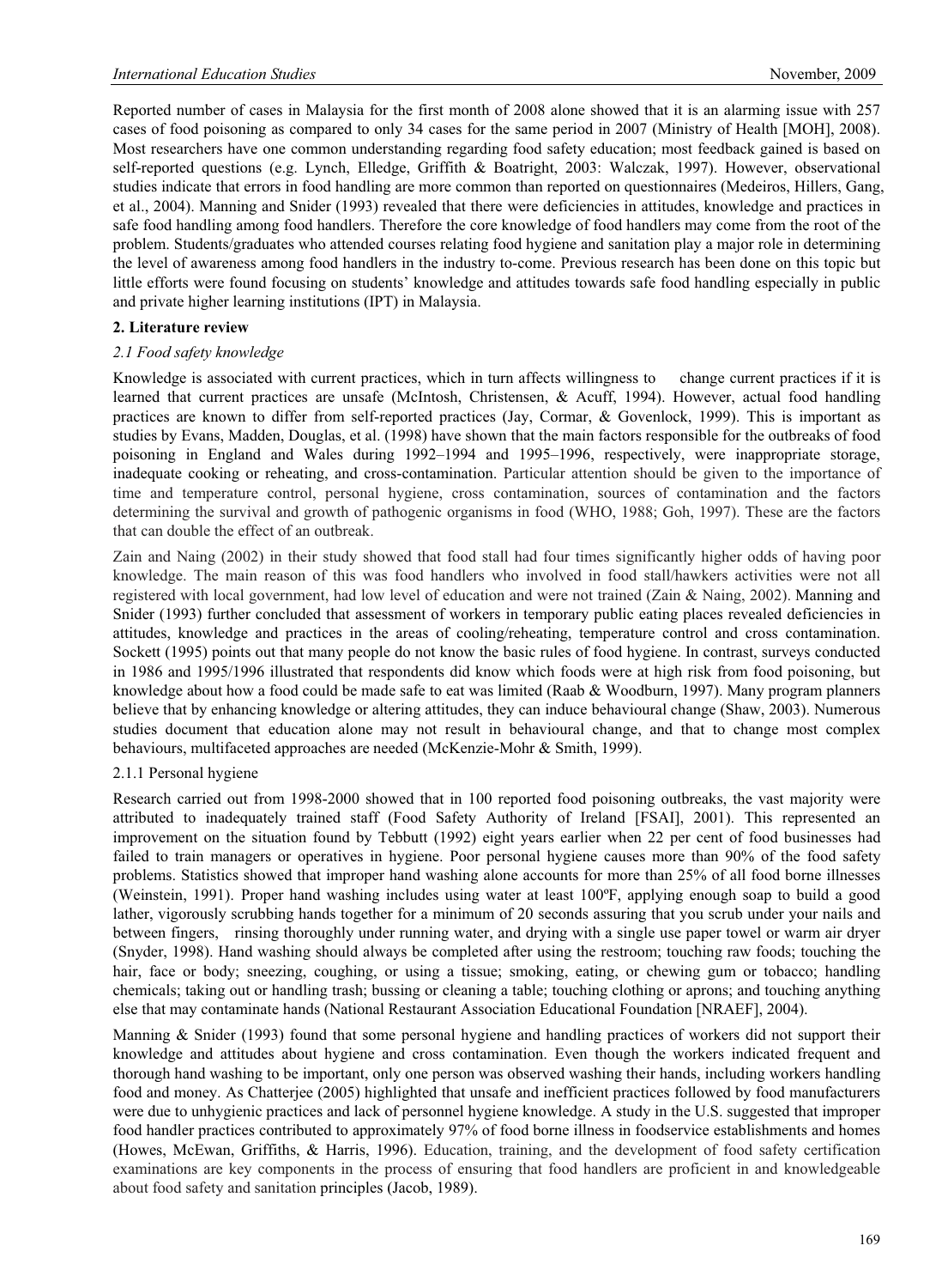Reported number of cases in Malaysia for the first month of 2008 alone showed that it is an alarming issue with 257 cases of food poisoning as compared to only 34 cases for the same period in 2007 (Ministry of Health [MOH], 2008). Most researchers have one common understanding regarding food safety education; most feedback gained is based on self-reported questions (e.g. Lynch, Elledge, Griffith & Boatright, 2003: Walczak, 1997). However, observational studies indicate that errors in food handling are more common than reported on questionnaires (Medeiros, Hillers, Gang, et al., 2004). Manning and Snider (1993) revealed that there were deficiencies in attitudes, knowledge and practices in safe food handling among food handlers. Therefore the core knowledge of food handlers may come from the root of the problem. Students/graduates who attended courses relating food hygiene and sanitation play a major role in determining the level of awareness among food handlers in the industry to-come. Previous research has been done on this topic but little efforts were found focusing on students' knowledge and attitudes towards safe food handling especially in public and private higher learning institutions (IPT) in Malaysia.

## 2. Literature review

### *2.1 Food safety knowledge*

Knowledge is associated with current practices, which in turn affects willingness to change current practices if it is learned that current practices are unsafe (McIntosh, Christensen, & Acuff, 1994). However, actual food handling practices are known to differ from self-reported practices (Jay, Cormar, & Govenlock, 1999). This is important as studies by Evans, Madden, Douglas, et al. (1998) have shown that the main factors responsible for the outbreaks of food poisoning in England and Wales during 1992–1994 and 1995–1996, respectively, were inappropriate storage, inadequate cooking or reheating, and cross-contamination. Particular attention should be given to the importance of time and temperature control, personal hygiene, cross contamination, sources of contamination and the factors determining the survival and growth of pathogenic organisms in food (WHO, 1988; Goh, 1997). These are the factors that can double the effect of an outbreak.

Zain and Naing (2002) in their study showed that food stall had four times significantly higher odds of having poor knowledge. The main reason of this was food handlers who involved in food stall/hawkers activities were not all registered with local government, had low level of education and were not trained (Zain & Naing, 2002). Manning and Snider (1993) further concluded that assessment of workers in temporary public eating places revealed deficiencies in attitudes, knowledge and practices in the areas of cooling/reheating, temperature control and cross contamination. Sockett (1995) points out that many people do not know the basic rules of food hygiene. In contrast, surveys conducted in 1986 and 1995/1996 illustrated that respondents did know which foods were at high risk from food poisoning, but knowledge about how a food could be made safe to eat was limited (Raab & Woodburn, 1997). Many program planners believe that by enhancing knowledge or altering attitudes, they can induce behavioural change (Shaw, 2003). Numerous studies document that education alone may not result in behavioural change, and that to change most complex behaviours, multifaceted approaches are needed (McKenzie-Mohr & Smith, 1999).

#### 2.1.1 Personal hygiene

Research carried out from 1998-2000 showed that in 100 reported food poisoning outbreaks, the vast majority were attributed to inadequately trained staff (Food Safety Authority of Ireland [FSAI], 2001). This represented an improvement on the situation found by Tebbutt (1992) eight years earlier when 22 per cent of food businesses had failed to train managers or operatives in hygiene. Poor personal hygiene causes more than 90% of the food safety problems. Statistics showed that improper hand washing alone accounts for more than 25% of all food borne illnesses (Weinstein, 1991). Proper hand washing includes using water at least 100ºF, applying enough soap to build a good lather, vigorously scrubbing hands together for a minimum of 20 seconds assuring that you scrub under your nails and between fingers, rinsing thoroughly under running water, and drying with a single use paper towel or warm air dryer (Snyder, 1998). Hand washing should always be completed after using the restroom; touching raw foods; touching the hair, face or body; sneezing, coughing, or using a tissue; smoking, eating, or chewing gum or tobacco; handling chemicals; taking out or handling trash; bussing or cleaning a table; touching clothing or aprons; and touching anything else that may contaminate hands (National Restaurant Association Educational Foundation [NRAEF], 2004).

Manning & Snider (1993) found that some personal hygiene and handling practices of workers did not support their knowledge and attitudes about hygiene and cross contamination. Even though the workers indicated frequent and thorough hand washing to be important, only one person was observed washing their hands, including workers handling food and money. As Chatterjee (2005) highlighted that unsafe and inefficient practices followed by food manufacturers were due to unhygienic practices and lack of personnel hygiene knowledge. A study in the U.S. suggested that improper food handler practices contributed to approximately 97% of food borne illness in foodservice establishments and homes (Howes, McEwan, Griffiths, & Harris, 1996). Education, training, and the development of food safety certification examinations are key components in the process of ensuring that food handlers are proficient in and knowledgeable about food safety and sanitation principles (Jacob, 1989).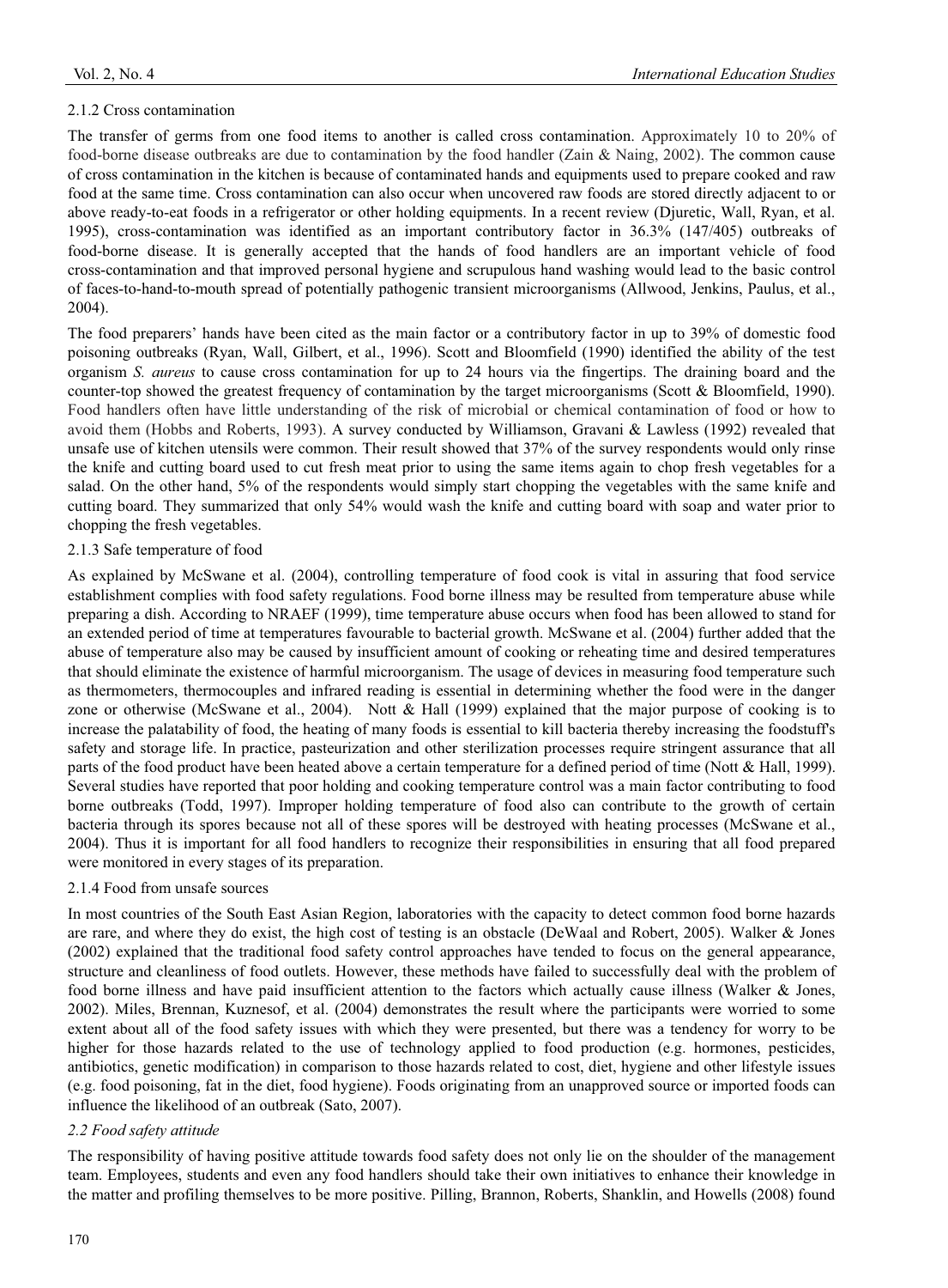#### 2.1.2 Cross contamination

The transfer of germs from one food items to another is called cross contamination. Approximately 10 to 20% of food-borne disease outbreaks are due to contamination by the food handler (Zain & Naing, 2002). The common cause of cross contamination in the kitchen is because of contaminated hands and equipments used to prepare cooked and raw food at the same time. Cross contamination can also occur when uncovered raw foods are stored directly adjacent to or above ready-to-eat foods in a refrigerator or other holding equipments. In a recent review (Djuretic, Wall, Ryan, et al. 1995), cross-contamination was identified as an important contributory factor in 36.3% (147/405) outbreaks of food-borne disease. It is generally accepted that the hands of food handlers are an important vehicle of food cross-contamination and that improved personal hygiene and scrupulous hand washing would lead to the basic control of faces-to-hand-to-mouth spread of potentially pathogenic transient microorganisms (Allwood, Jenkins, Paulus, et al., 2004).

The food preparers' hands have been cited as the main factor or a contributory factor in up to 39% of domestic food poisoning outbreaks (Ryan, Wall, Gilbert, et al., 1996). Scott and Bloomfield (1990) identified the ability of the test organism *S. aureus* to cause cross contamination for up to 24 hours via the fingertips. The draining board and the counter-top showed the greatest frequency of contamination by the target microorganisms (Scott & Bloomfield, 1990). Food handlers often have little understanding of the risk of microbial or chemical contamination of food or how to avoid them (Hobbs and Roberts, 1993). A survey conducted by Williamson, Gravani & Lawless (1992) revealed that unsafe use of kitchen utensils were common. Their result showed that 37% of the survey respondents would only rinse the knife and cutting board used to cut fresh meat prior to using the same items again to chop fresh vegetables for a salad. On the other hand, 5% of the respondents would simply start chopping the vegetables with the same knife and cutting board. They summarized that only 54% would wash the knife and cutting board with soap and water prior to chopping the fresh vegetables.

#### 2.1.3 Safe temperature of food

As explained by McSwane et al. (2004), controlling temperature of food cook is vital in assuring that food service establishment complies with food safety regulations. Food borne illness may be resulted from temperature abuse while preparing a dish. According to NRAEF (1999), time temperature abuse occurs when food has been allowed to stand for an extended period of time at temperatures favourable to bacterial growth. McSwane et al. (2004) further added that the abuse of temperature also may be caused by insufficient amount of cooking or reheating time and desired temperatures that should eliminate the existence of harmful microorganism. The usage of devices in measuring food temperature such as thermometers, thermocouples and infrared reading is essential in determining whether the food were in the danger zone or otherwise (McSwane et al., 2004). Nott & Hall (1999) explained that the major purpose of cooking is to increase the palatability of food, the heating of many foods is essential to kill bacteria thereby increasing the foodstuff's safety and storage life. In practice, pasteurization and other sterilization processes require stringent assurance that all parts of the food product have been heated above a certain temperature for a defined period of time (Nott & Hall, 1999). Several studies have reported that poor holding and cooking temperature control was a main factor contributing to food borne outbreaks (Todd, 1997). Improper holding temperature of food also can contribute to the growth of certain bacteria through its spores because not all of these spores will be destroyed with heating processes (McSwane et al., 2004). Thus it is important for all food handlers to recognize their responsibilities in ensuring that all food prepared were monitored in every stages of its preparation.

#### 2.1.4 Food from unsafe sources

In most countries of the South East Asian Region, laboratories with the capacity to detect common food borne hazards are rare, and where they do exist, the high cost of testing is an obstacle (DeWaal and Robert, 2005). Walker & Jones (2002) explained that the traditional food safety control approaches have tended to focus on the general appearance, structure and cleanliness of food outlets. However, these methods have failed to successfully deal with the problem of food borne illness and have paid insufficient attention to the factors which actually cause illness (Walker & Jones, 2002). Miles, Brennan, Kuznesof, et al. (2004) demonstrates the result where the participants were worried to some extent about all of the food safety issues with which they were presented, but there was a tendency for worry to be higher for those hazards related to the use of technology applied to food production (e.g. hormones, pesticides, antibiotics, genetic modification) in comparison to those hazards related to cost, diet, hygiene and other lifestyle issues (e.g. food poisoning, fat in the diet, food hygiene). Foods originating from an unapproved source or imported foods can influence the likelihood of an outbreak (Sato, 2007).

### *2.2 Food safety attitude*

The responsibility of having positive attitude towards food safety does not only lie on the shoulder of the management team. Employees, students and even any food handlers should take their own initiatives to enhance their knowledge in the matter and profiling themselves to be more positive. Pilling, Brannon, Roberts, Shanklin, and Howells (2008) found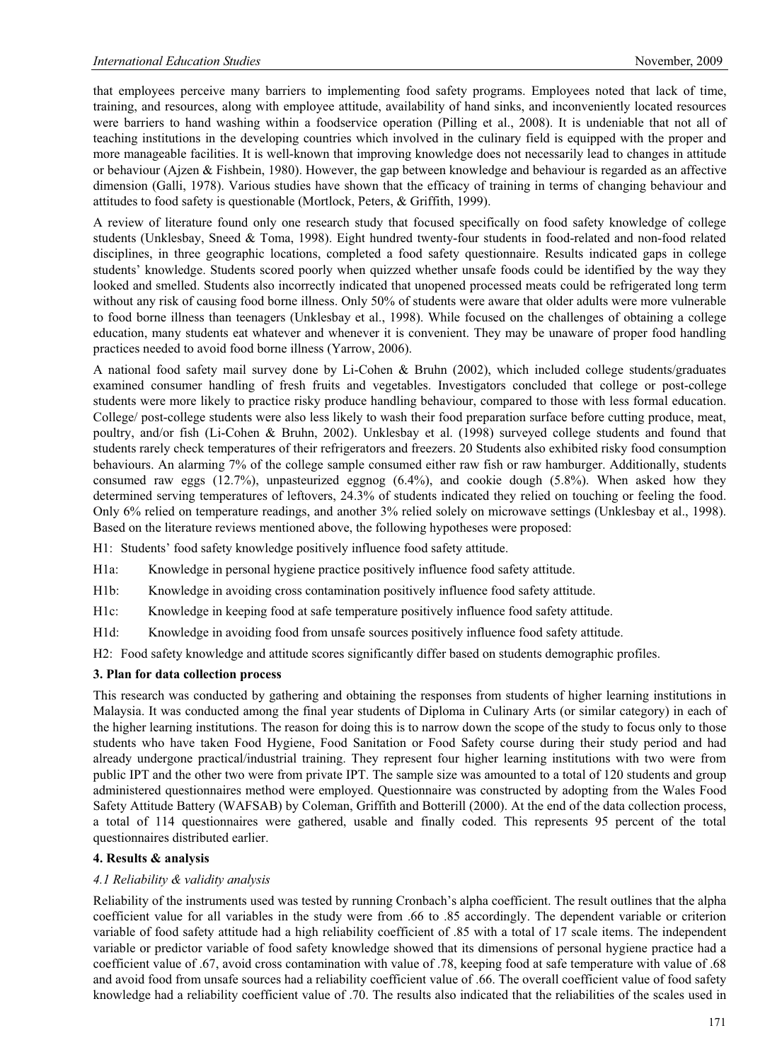that employees perceive many barriers to implementing food safety programs. Employees noted that lack of time, training, and resources, along with employee attitude, availability of hand sinks, and inconveniently located resources were barriers to hand washing within a foodservice operation (Pilling et al., 2008). It is undeniable that not all of teaching institutions in the developing countries which involved in the culinary field is equipped with the proper and more manageable facilities. It is well-known that improving knowledge does not necessarily lead to changes in attitude or behaviour (Ajzen & Fishbein, 1980). However, the gap between knowledge and behaviour is regarded as an affective dimension (Galli, 1978). Various studies have shown that the efficacy of training in terms of changing behaviour and attitudes to food safety is questionable (Mortlock, Peters, & Griffith, 1999).

A review of literature found only one research study that focused specifically on food safety knowledge of college students (Unklesbay, Sneed & Toma, 1998). Eight hundred twenty-four students in food-related and non-food related disciplines, in three geographic locations, completed a food safety questionnaire. Results indicated gaps in college students' knowledge. Students scored poorly when quizzed whether unsafe foods could be identified by the way they looked and smelled. Students also incorrectly indicated that unopened processed meats could be refrigerated long term without any risk of causing food borne illness. Only 50% of students were aware that older adults were more vulnerable to food borne illness than teenagers (Unklesbay et al., 1998). While focused on the challenges of obtaining a college education, many students eat whatever and whenever it is convenient. They may be unaware of proper food handling practices needed to avoid food borne illness (Yarrow, 2006).

A national food safety mail survey done by Li-Cohen & Bruhn (2002), which included college students/graduates examined consumer handling of fresh fruits and vegetables. Investigators concluded that college or post-college students were more likely to practice risky produce handling behaviour, compared to those with less formal education. College/ post-college students were also less likely to wash their food preparation surface before cutting produce, meat, poultry, and/or fish (Li-Cohen & Bruhn, 2002). Unklesbay et al. (1998) surveyed college students and found that students rarely check temperatures of their refrigerators and freezers. 20 Students also exhibited risky food consumption behaviours. An alarming 7% of the college sample consumed either raw fish or raw hamburger. Additionally, students consumed raw eggs (12.7%), unpasteurized eggnog (6.4%), and cookie dough (5.8%). When asked how they determined serving temperatures of leftovers, 24.3% of students indicated they relied on touching or feeling the food. Only 6% relied on temperature readings, and another 3% relied solely on microwave settings (Unklesbay et al., 1998). Based on the literature reviews mentioned above, the following hypotheses were proposed:

H1: Students' food safety knowledge positively influence food safety attitude.

H1a: Knowledge in personal hygiene practice positively influence food safety attitude.

H1b: Knowledge in avoiding cross contamination positively influence food safety attitude.

H1c: Knowledge in keeping food at safe temperature positively influence food safety attitude.

H1d: Knowledge in avoiding food from unsafe sources positively influence food safety attitude.

H2: Food safety knowledge and attitude scores significantly differ based on students demographic profiles.

## 3. Plan for data collection process

This research was conducted by gathering and obtaining the responses from students of higher learning institutions in Malaysia. It was conducted among the final year students of Diploma in Culinary Arts (or similar category) in each of the higher learning institutions. The reason for doing this is to narrow down the scope of the study to focus only to those students who have taken Food Hygiene, Food Sanitation or Food Safety course during their study period and had already undergone practical/industrial training. They represent four higher learning institutions with two were from public IPT and the other two were from private IPT. The sample size was amounted to a total of 120 students and group administered questionnaires method were employed. Questionnaire was constructed by adopting from the Wales Food Safety Attitude Battery (WAFSAB) by Coleman, Griffith and Botterill (2000). At the end of the data collection process, a total of 114 questionnaires were gathered, usable and finally coded. This represents 95 percent of the total questionnaires distributed earlier.

## 4. Results & analysis

### *4.1 Reliability & validity analysis*

Reliability of the instruments used was tested by running Cronbach's alpha coefficient. The result outlines that the alpha coefficient value for all variables in the study were from .66 to .85 accordingly. The dependent variable or criterion variable of food safety attitude had a high reliability coefficient of .85 with a total of 17 scale items. The independent variable or predictor variable of food safety knowledge showed that its dimensions of personal hygiene practice had a coefficient value of .67, avoid cross contamination with value of .78, keeping food at safe temperature with value of .68 and avoid food from unsafe sources had a reliability coefficient value of .66. The overall coefficient value of food safety knowledge had a reliability coefficient value of .70. The results also indicated that the reliabilities of the scales used in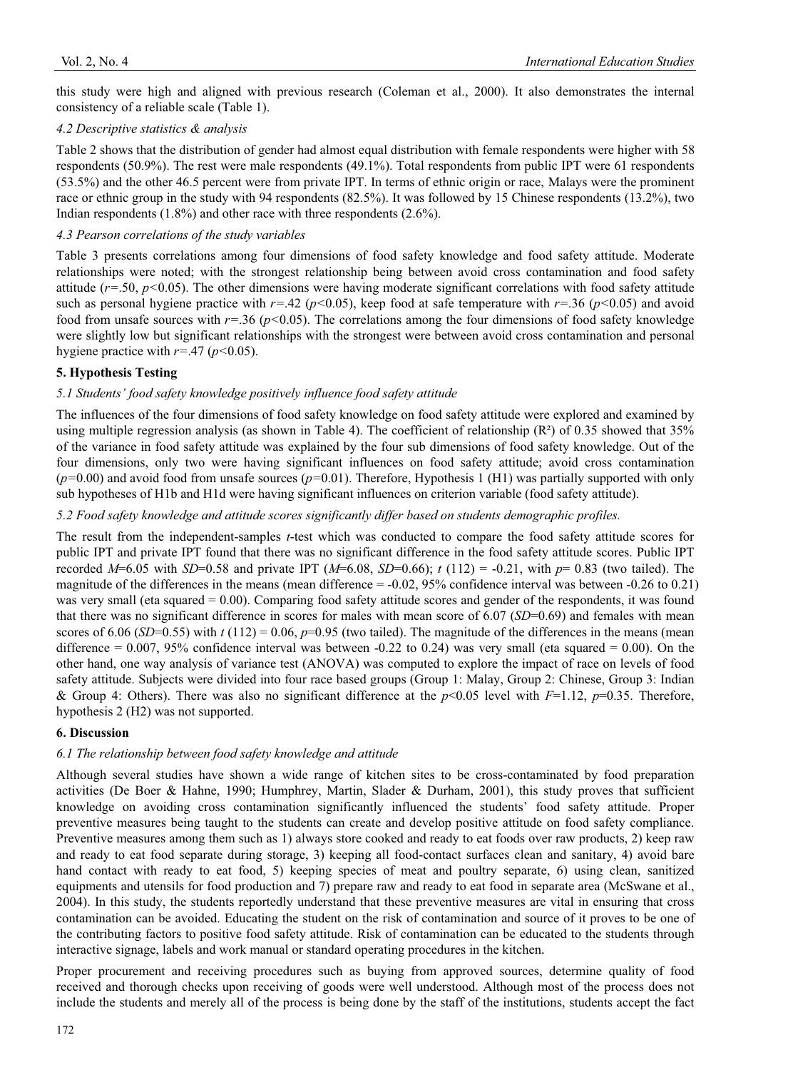this study were high and aligned with previous research (Coleman et al., 2000). It also demonstrates the internal consistency of a reliable scale (Table 1).

### *4.2 Descriptive statistics & analysis*

Table 2 shows that the distribution of gender had almost equal distribution with female respondents were higher with 58 respondents (50.9%). The rest were male respondents (49.1%). Total respondents from public IPT were 61 respondents (53.5%) and the other 46.5 percent were from private IPT. In terms of ethnic origin or race, Malays were the prominent race or ethnic group in the study with 94 respondents (82.5%). It was followed by 15 Chinese respondents (13.2%), two Indian respondents (1.8%) and other race with three respondents (2.6%).

### *4.3 Pearson correlations of the study variables*

Table 3 presents correlations among four dimensions of food safety knowledge and food safety attitude. Moderate relationships were noted; with the strongest relationship being between avoid cross contamination and food safety attitude ($r$=.50, $p$<0.05). The other dimensions were having moderate significant correlations with food safety attitude such as personal hygiene practice with $r$=.42 ($p$<0.05), keep food at safe temperature with $r$=.36 ($p$<0.05) and avoid food from unsafe sources with $r$=.36 ($p$<0.05). The correlations among the four dimensions of food safety knowledge were slightly low but significant relationships with the strongest were between avoid cross contamination and personal hygiene practice with $r$=.47 ($p$<0.05).

## 5. Hypothesis Testing

### *5.1 Students' food safety knowledge positively influence food safety attitude*

The influences of the four dimensions of food safety knowledge on food safety attitude were explored and examined by using multiple regression analysis (as shown in Table 4). The coefficient of relationship ($R^2$) of 0.35 showed that 35% of the variance in food safety attitude was explained by the four sub dimensions of food safety knowledge. Out of the four dimensions, only two were having significant influences on food safety attitude; avoid cross contamination ($p$=0.00) and avoid food from unsafe sources ($p$=0.01). Therefore, Hypothesis 1 (H1) was partially supported with only sub hypotheses of H1b and H1d were having significant influences on criterion variable (food safety attitude).

### *5.2 Food safety knowledge and attitude scores significantly differ based on students demographic profiles.*

The result from the independent-samples $t$-test which was conducted to compare the food safety attitude scores for public IPT and private IPT found that there was no significant difference in the food safety attitude scores. Public IPT recorded $M$=6.05 with $SD$=0.58 and private IPT ($M$=6.08, $SD$=0.66); $t$ (112) = -0.21, with $p$= 0.83 (two tailed). The magnitude of the differences in the means (mean difference = -0.02, 95% confidence interval was between -0.26 to 0.21) was very small (eta squared = 0.00). Comparing food safety attitude scores and gender of the respondents, it was found that there was no significant difference in scores for males with mean score of 6.07 ($SD$=0.69) and females with mean scores of 6.06 ($SD$=0.55) with $t$ (112) = 0.06, $p$=0.95 (two tailed). The magnitude of the differences in the means (mean difference = 0.007, 95% confidence interval was between -0.22 to 0.24) was very small (eta squared = 0.00). On the other hand, one way analysis of variance test (ANOVA) was computed to explore the impact of race on levels of food safety attitude. Subjects were divided into four race based groups (Group 1: Malay, Group 2: Chinese, Group 3: Indian & Group 4: Others). There was also no significant difference at the $p$<0.05 level with $F$=1.12, $p$=0.35. Therefore, hypothesis 2 (H2) was not supported.

## 6. Discussion

### *6.1 The relationship between food safety knowledge and attitude*

Although several studies have shown a wide range of kitchen sites to be cross-contaminated by food preparation activities (De Boer & Hahne, 1990; Humphrey, Martin, Slader & Durham, 2001), this study proves that sufficient knowledge on avoiding cross contamination significantly influenced the students' food safety attitude. Proper preventive measures being taught to the students can create and develop positive attitude on food safety compliance. Preventive measures among them such as 1) always store cooked and ready to eat foods over raw products, 2) keep raw and ready to eat food separate during storage, 3) keeping all food-contact surfaces clean and sanitary, 4) avoid bare hand contact with ready to eat food, 5) keeping species of meat and poultry separate, 6) using clean, sanitized equipments and utensils for food production and 7) prepare raw and ready to eat food in separate area (McSwane et al., 2004). In this study, the students reportedly understand that these preventive measures are vital in ensuring that cross contamination can be avoided. Educating the student on the risk of contamination and source of it proves to be one of the contributing factors to positive food safety attitude. Risk of contamination can be educated to the students through interactive signage, labels and work manual or standard operating procedures in the kitchen.

Proper procurement and receiving procedures such as buying from approved sources, determine quality of food received and thorough checks upon receiving of goods were well understood. Although most of the process does not include the students and merely all of the process is being done by the staff of the institutions, students accept the fact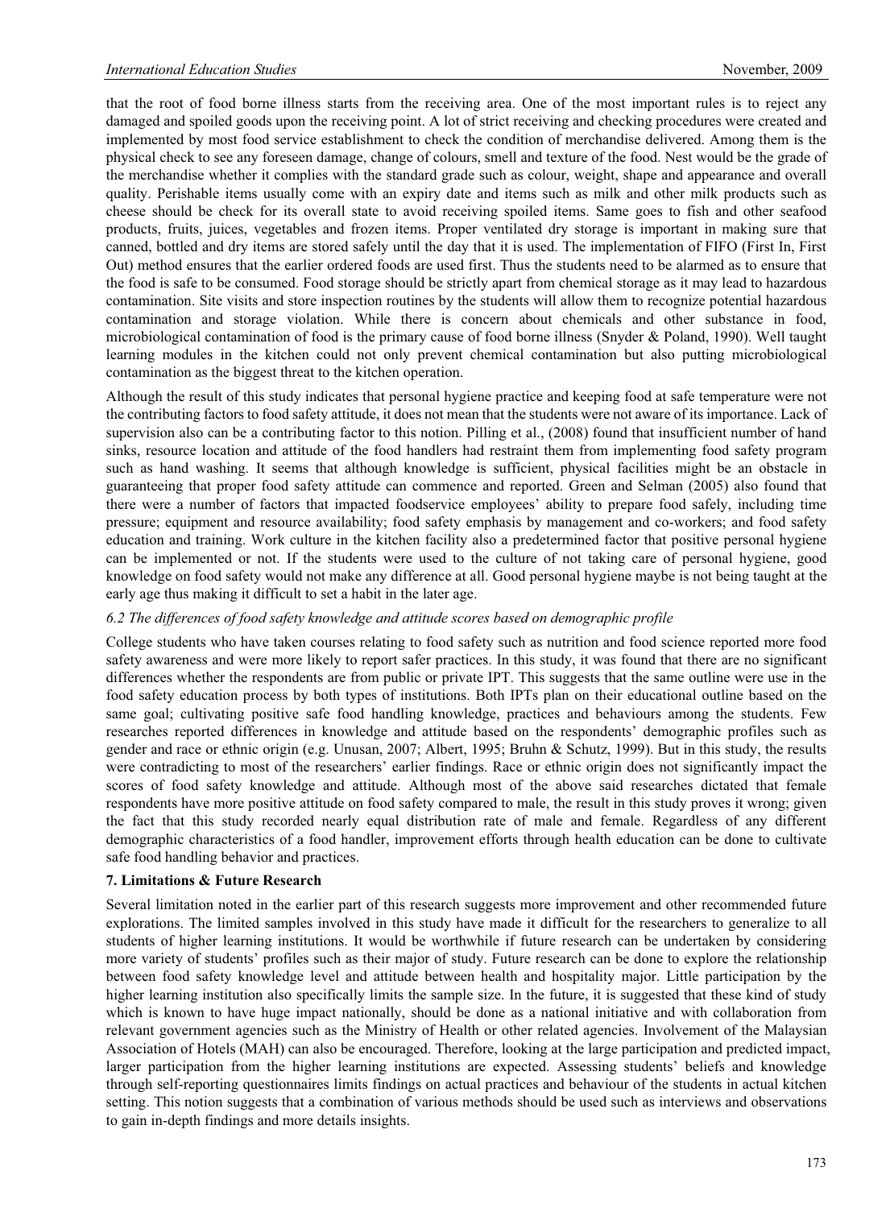that the root of food borne illness starts from the receiving area. One of the most important rules is to reject any damaged and spoiled goods upon the receiving point. A lot of strict receiving and checking procedures were created and implemented by most food service establishment to check the condition of merchandise delivered. Among them is the physical check to see any foreseen damage, change of colours, smell and texture of the food. Nest would be the grade of the merchandise whether it complies with the standard grade such as colour, weight, shape and appearance and overall quality. Perishable items usually come with an expiry date and items such as milk and other milk products such as cheese should be check for its overall state to avoid receiving spoiled items. Same goes to fish and other seafood products, fruits, juices, vegetables and frozen items. Proper ventilated dry storage is important in making sure that canned, bottled and dry items are stored safely until the day that it is used. The implementation of FIFO (First In, First Out) method ensures that the earlier ordered foods are used first. Thus the students need to be alarmed as to ensure that the food is safe to be consumed. Food storage should be strictly apart from chemical storage as it may lead to hazardous contamination. Site visits and store inspection routines by the students will allow them to recognize potential hazardous contamination and storage violation. While there is concern about chemicals and other substance in food, microbiological contamination of food is the primary cause of food borne illness (Snyder & Poland, 1990). Well taught learning modules in the kitchen could not only prevent chemical contamination but also putting microbiological contamination as the biggest threat to the kitchen operation.

Although the result of this study indicates that personal hygiene practice and keeping food at safe temperature were not the contributing factors to food safety attitude, it does not mean that the students were not aware of its importance. Lack of supervision also can be a contributing factor to this notion. Pilling et al., (2008) found that insufficient number of hand sinks, resource location and attitude of the food handlers had restraint them from implementing food safety program such as hand washing. It seems that although knowledge is sufficient, physical facilities might be an obstacle in guaranteeing that proper food safety attitude can commence and reported. Green and Selman (2005) also found that there were a number of factors that impacted foodservice employees' ability to prepare food safely, including time pressure; equipment and resource availability; food safety emphasis by management and co-workers; and food safety education and training. Work culture in the kitchen facility also a predetermined factor that positive personal hygiene can be implemented or not. If the students were used to the culture of not taking care of personal hygiene, good knowledge on food safety would not make any difference at all. Good personal hygiene maybe is not being taught at the early age thus making it difficult to set a habit in the later age.

### *6.2 The differences of food safety knowledge and attitude scores based on demographic profile*

College students who have taken courses relating to food safety such as nutrition and food science reported more food safety awareness and were more likely to report safer practices. In this study, it was found that there are no significant differences whether the respondents are from public or private IPT. This suggests that the same outline were use in the food safety education process by both types of institutions. Both IPTs plan on their educational outline based on the same goal; cultivating positive safe food handling knowledge, practices and behaviours among the students. Few researches reported differences in knowledge and attitude based on the respondents' demographic profiles such as gender and race or ethnic origin (e.g. Unusan, 2007; Albert, 1995; Bruhn & Schutz, 1999). But in this study, the results were contradicting to most of the researchers' earlier findings. Race or ethnic origin does not significantly impact the scores of food safety knowledge and attitude. Although most of the above said researches dictated that female respondents have more positive attitude on food safety compared to male, the result in this study proves it wrong; given the fact that this study recorded nearly equal distribution rate of male and female. Regardless of any different demographic characteristics of a food handler, improvement efforts through health education can be done to cultivate safe food handling behavior and practices.

## 7. Limitations & Future Research

Several limitation noted in the earlier part of this research suggests more improvement and other recommended future explorations. The limited samples involved in this study have made it difficult for the researchers to generalize to all students of higher learning institutions. It would be worthwhile if future research can be undertaken by considering more variety of students' profiles such as their major of study. Future research can be done to explore the relationship between food safety knowledge level and attitude between health and hospitality major. Little participation by the higher learning institution also specifically limits the sample size. In the future, it is suggested that these kind of study which is known to have huge impact nationally, should be done as a national initiative and with collaboration from relevant government agencies such as the Ministry of Health or other related agencies. Involvement of the Malaysian Association of Hotels (MAH) can also be encouraged. Therefore, looking at the large participation and predicted impact, larger participation from the higher learning institutions are expected. Assessing students' beliefs and knowledge through self-reporting questionnaires limits findings on actual practices and behaviour of the students in actual kitchen setting. This notion suggests that a combination of various methods should be used such as interviews and observations to gain in-depth findings and more details insights.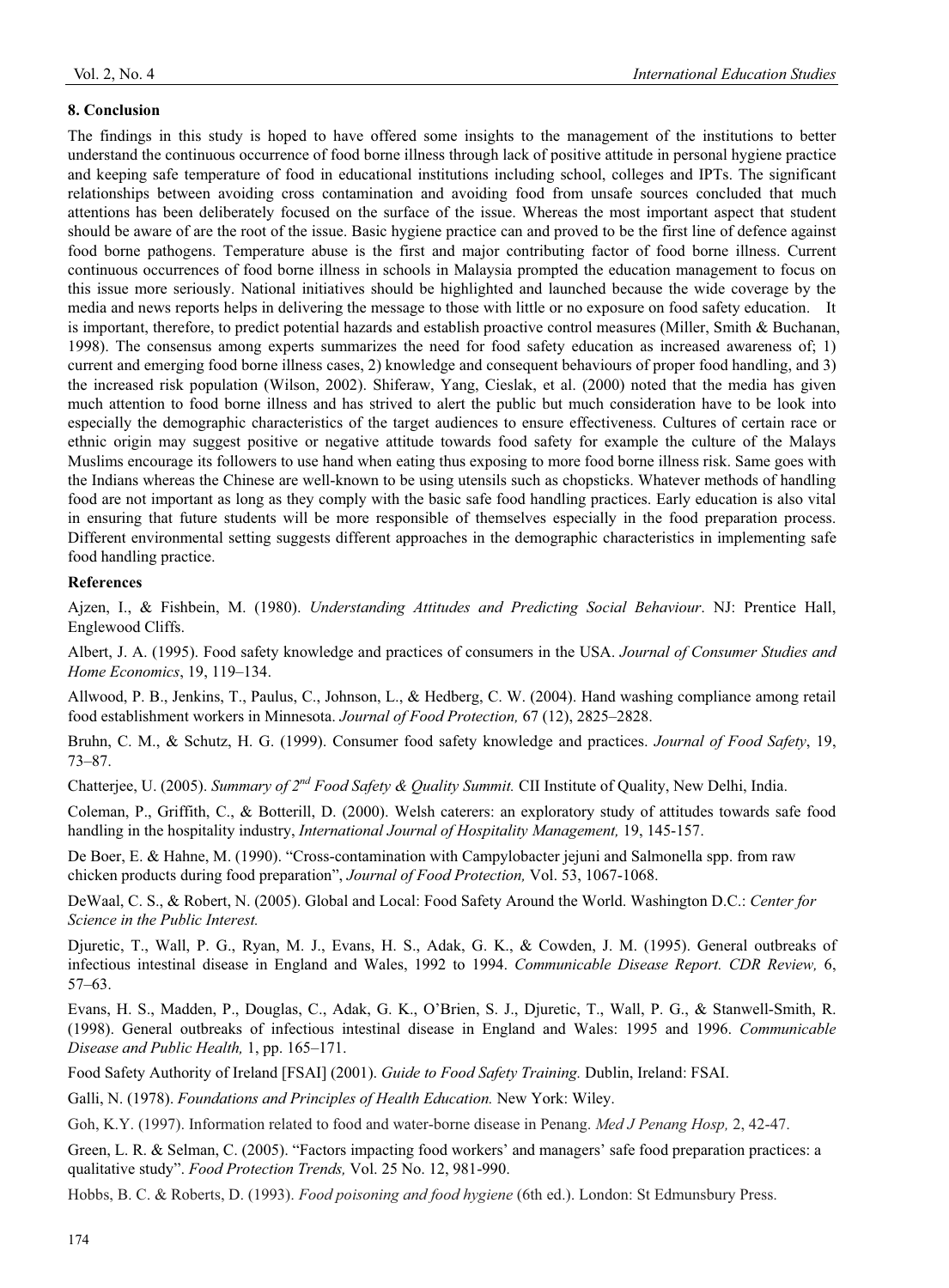## 8. Conclusion

The findings in this study is hoped to have offered some insights to the management of the institutions to better understand the continuous occurrence of food borne illness through lack of positive attitude in personal hygiene practice and keeping safe temperature of food in educational institutions including school, colleges and IPTs. The significant relationships between avoiding cross contamination and avoiding food from unsafe sources concluded that much attentions has been deliberately focused on the surface of the issue. Whereas the most important aspect that student should be aware of are the root of the issue. Basic hygiene practice can and proved to be the first line of defence against food borne pathogens. Temperature abuse is the first and major contributing factor of food borne illness. Current continuous occurrences of food borne illness in schools in Malaysia prompted the education management to focus on this issue more seriously. National initiatives should be highlighted and launched because the wide coverage by the media and news reports helps in delivering the message to those with little or no exposure on food safety education. It is important, therefore, to predict potential hazards and establish proactive control measures (Miller, Smith & Buchanan, 1998). The consensus among experts summarizes the need for food safety education as increased awareness of; 1) current and emerging food borne illness cases, 2) knowledge and consequent behaviours of proper food handling, and 3) the increased risk population (Wilson, 2002). Shiferaw, Yang, Cieslak, et al. (2000) noted that the media has given much attention to food borne illness and has strived to alert the public but much consideration have to be look into especially the demographic characteristics of the target audiences to ensure effectiveness. Cultures of certain race or ethnic origin may suggest positive or negative attitude towards food safety for example the culture of the Malays Muslims encourage its followers to use hand when eating thus exposing to more food borne illness risk. Same goes with the Indians whereas the Chinese are well-known to be using utensils such as chopsticks. Whatever methods of handling food are not important as long as they comply with the basic safe food handling practices. Early education is also vital in ensuring that future students will be more responsible of themselves especially in the food preparation process. Different environmental setting suggests different approaches in the demographic characteristics in implementing safe food handling practice.

## References

Ajzen, I., & Fishbein, M. (1980). *Understanding Attitudes and Predicting Social Behaviour*. NJ: Prentice Hall, Englewood Cliffs.

Albert, J. A. (1995). Food safety knowledge and practices of consumers in the USA. *Journal of Consumer Studies and Home Economics*, 19, 119–134.

Allwood, P. B., Jenkins, T., Paulus, C., Johnson, L., & Hedberg, C. W. (2004). Hand washing compliance among retail food establishment workers in Minnesota. *Journal of Food Protection,* 67 (12), 2825–2828.

Bruhn, C. M., & Schutz, H. G. (1999). Consumer food safety knowledge and practices. *Journal of Food Safety*, 19, 73–87.

Chatterjee, U. (2005). *Summary of 2nd Food Safety & Quality Summit.* CII Institute of Quality, New Delhi, India.

Coleman, P., Griffith, C., & Botterill, D. (2000). Welsh caterers: an exploratory study of attitudes towards safe food handling in the hospitality industry, *International Journal of Hospitality Management,* 19, 145-157.

De Boer, E. & Hahne, M. (1990). "Cross-contamination with Campylobacter jejuni and Salmonella spp. from raw chicken products during food preparation", *Journal of Food Protection,* Vol. 53, 1067-1068.

DeWaal, C. S., & Robert, N. (2005). Global and Local: Food Safety Around the World. Washington D.C.: *Center for Science in the Public Interest.*

Djuretic, T., Wall, P. G., Ryan, M. J., Evans, H. S., Adak, G. K., & Cowden, J. M. (1995). General outbreaks of infectious intestinal disease in England and Wales, 1992 to 1994. *Communicable Disease Report. CDR Review,* 6, 57–63.

Evans, H. S., Madden, P., Douglas, C., Adak, G. K., O'Brien, S. J., Djuretic, T., Wall, P. G., & Stanwell-Smith, R. (1998). General outbreaks of infectious intestinal disease in England and Wales: 1995 and 1996. *Communicable Disease and Public Health,* 1, pp. 165–171.

Food Safety Authority of Ireland [FSAI] (2001). *Guide to Food Safety Training.* Dublin, Ireland: FSAI.

Galli, N. (1978). *Foundations and Principles of Health Education.* New York: Wiley.

Goh, K.Y. (1997). Information related to food and water-borne disease in Penang. *Med J Penang Hosp,* 2, 42-47.

Green, L. R. & Selman, C. (2005). "Factors impacting food workers' and managers' safe food preparation practices: a qualitative study". *Food Protection Trends,* Vol. 25 No. 12, 981-990.

Hobbs, B. C. & Roberts, D. (1993). *Food poisoning and food hygiene* (6th ed.). London: St Edmunsbury Press.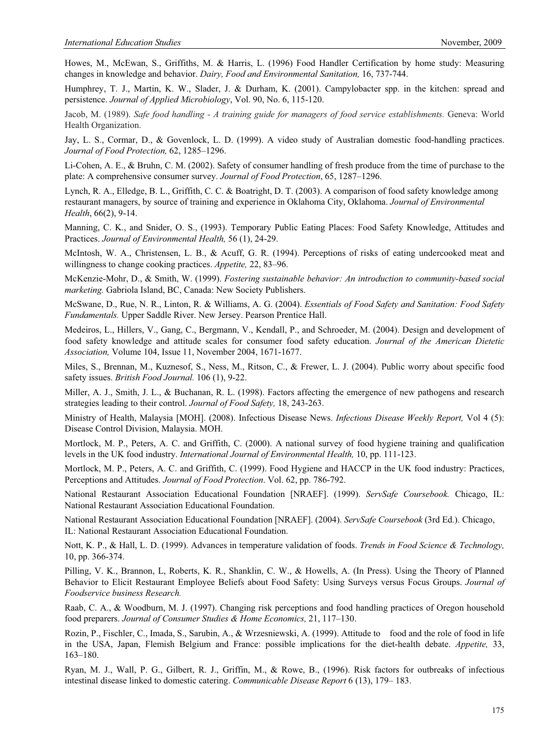Howes, M., McEwan, S., Griffiths, M. & Harris, L. (1996) Food Handler Certification by home study: Measuring changes in knowledge and behavior. *Dairy, Food and Environmental Sanitation,* 16, 737-744.

Humphrey, T. J., Martin, K. W., Slader, J. & Durham, K. (2001). Campylobacter spp. in the kitchen: spread and persistence. *Journal of Applied Microbiology*, Vol. 90, No. 6, 115-120.

Jacob, M. (1989). *Safe food handling - A training guide for managers of food service establishments.* Geneva: World Health Organization.

Jay, L. S., Cormar, D., & Govenlock, L. D. (1999). A video study of Australian domestic food-handling practices. *Journal of Food Protection,* 62, 1285–1296.

Li-Cohen, A. E., & Bruhn, C. M. (2002). Safety of consumer handling of fresh produce from the time of purchase to the plate: A comprehensive consumer survey. *Journal of Food Protection*, 65, 1287–1296.

Lynch, R. A., Elledge, B. L., Griffith, C. C. & Boatright, D. T. (2003). A comparison of food safety knowledge among restaurant managers, by source of training and experience in Oklahoma City, Oklahoma. *Journal of Environmental Health*, 66(2), 9-14.

Manning, C. K., and Snider, O. S., (1993). Temporary Public Eating Places: Food Safety Knowledge, Attitudes and Practices. *Journal of Environmental Health,* 56 (1), 24-29.

McIntosh, W. A., Christensen, L. B., & Acuff, G. R. (1994). Perceptions of risks of eating undercooked meat and willingness to change cooking practices. *Appetite,* 22, 83–96.

McKenzie-Mohr, D., & Smith, W. (1999). *Fostering sustainable behavior: An introduction to community-based social marketing.* Gabriola Island, BC, Canada: New Society Publishers.

McSwane, D., Rue, N. R., Linton, R. & Williams, A. G. (2004). *Essentials of Food Safety and Sanitation: Food Safety Fundamentals.* Upper Saddle River. New Jersey. Pearson Prentice Hall.

Medeiros, L., Hillers, V., Gang, C., Bergmann, V., Kendall, P., and Schroeder, M. (2004). Design and development of food safety knowledge and attitude scales for consumer food safety education. *Journal of the American Dietetic Association,* Volume 104, Issue 11, November 2004, 1671-1677.

Miles, S., Brennan, M., Kuznesof, S., Ness, M., Ritson, C., & Frewer, L. J. (2004). Public worry about specific food safety issues. *British Food Journal.* 106 (1), 9-22.

Miller, A. J., Smith, J. L., & Buchanan, R. L. (1998). Factors affecting the emergence of new pathogens and research strategies leading to their control. *Journal of Food Safety,* 18, 243-263.

Ministry of Health, Malaysia [MOH]. (2008). Infectious Disease News. *Infectious Disease Weekly Report,* Vol 4 (5): Disease Control Division, Malaysia. MOH.

Mortlock, M. P., Peters, A. C. and Griffith, C. (2000). A national survey of food hygiene training and qualification levels in the UK food industry. *International Journal of Environmental Health,* 10, pp. 111-123.

Mortlock, M. P., Peters, A. C. and Griffith, C. (1999). Food Hygiene and HACCP in the UK food industry: Practices, Perceptions and Attitudes. *Journal of Food Protection*. Vol. 62, pp. 786-792.

National Restaurant Association Educational Foundation [NRAEF]. (1999). *ServSafe Coursebook.* Chicago, IL: National Restaurant Association Educational Foundation.

National Restaurant Association Educational Foundation [NRAEF]. (2004). *ServSafe Coursebook* (3rd Ed.). Chicago, IL: National Restaurant Association Educational Foundation.

Nott, K. P., & Hall, L. D. (1999). Advances in temperature validation of foods. *Trends in Food Science & Technology,* 10, pp. 366-374.

Pilling, V. K., Brannon, L, Roberts, K. R., Shanklin, C. W., & Howells, A. (In Press). Using the Theory of Planned Behavior to Elicit Restaurant Employee Beliefs about Food Safety: Using Surveys versus Focus Groups. *Journal of Foodservice business Research.*

Raab, C. A., & Woodburn, M. J. (1997). Changing risk perceptions and food handling practices of Oregon household food preparers. *Journal of Consumer Studies & Home Economics,* 21, 117–130.

Rozin, P., Fischler, C., Imada, S., Sarubin, A., & Wrzesniewski, A. (1999). Attitude to food and the role of food in life in the USA, Japan, Flemish Belgium and France: possible implications for the diet-health debate. *Appetite,* 33, 163–180.

Ryan, M. J., Wall, P. G., Gilbert, R. J., Griffin, M., & Rowe, B., (1996). Risk factors for outbreaks of infectious intestinal disease linked to domestic catering. *Communicable Disease Report* 6 (13), 179– 183.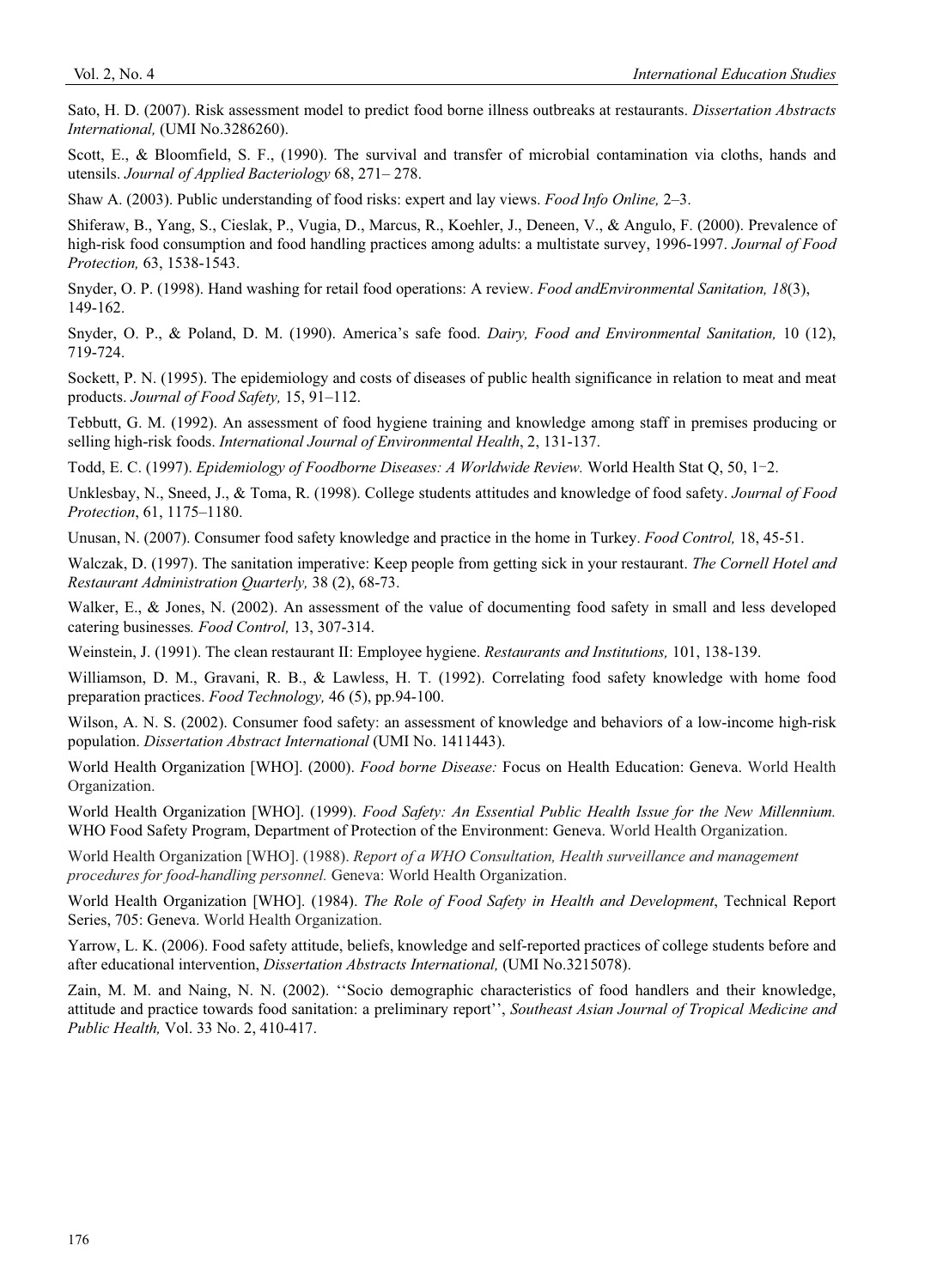Sato, H. D. (2007). Risk assessment model to predict food borne illness outbreaks at restaurants. *Dissertation Abstracts International,* (UMI No.3286260).

Scott, E., & Bloomfield, S. F., (1990). The survival and transfer of microbial contamination via cloths, hands and utensils. *Journal of Applied Bacteriology* 68, 271– 278.

Shaw A. (2003). Public understanding of food risks: expert and lay views. *Food Info Online,* 2–3.

Shiferaw, B., Yang, S., Cieslak, P., Vugia, D., Marcus, R., Koehler, J., Deneen, V., & Angulo, F. (2000). Prevalence of high-risk food consumption and food handling practices among adults: a multistate survey, 1996-1997. *Journal of Food Protection,* 63, 1538-1543.

Snyder, O. P. (1998). Hand washing for retail food operations: A review. *Food andEnvironmental Sanitation, 18*(3), 149-162.

Snyder, O. P., & Poland, D. M. (1990). America's safe food. *Dairy, Food and Environmental Sanitation,* 10 (12), 719-724.

Sockett, P. N. (1995). The epidemiology and costs of diseases of public health significance in relation to meat and meat products. *Journal of Food Safety,* 15, 91–112.

Tebbutt, G. M. (1992). An assessment of food hygiene training and knowledge among staff in premises producing or selling high-risk foods. *International Journal of Environmental Health*, 2, 131-137.

Todd, E. C. (1997). *Epidemiology of Foodborne Diseases: A Worldwide Review.* World Health Stat Q, 50, 1−2.

Unklesbay, N., Sneed, J., & Toma, R. (1998). College students attitudes and knowledge of food safety. *Journal of Food Protection*, 61, 1175–1180.

Unusan, N. (2007). Consumer food safety knowledge and practice in the home in Turkey. *Food Control,* 18, 45-51.

Walczak, D. (1997). The sanitation imperative: Keep people from getting sick in your restaurant. *The Cornell Hotel and Restaurant Administration Quarterly,* 38 (2), 68-73.

Walker, E., & Jones, N. (2002). An assessment of the value of documenting food safety in small and less developed catering businesses*. Food Control,* 13, 307-314.

Weinstein, J. (1991). The clean restaurant II: Employee hygiene. *Restaurants and Institutions,* 101, 138-139.

Williamson, D. M., Gravani, R. B., & Lawless, H. T. (1992). Correlating food safety knowledge with home food preparation practices. *Food Technology,* 46 (5), pp.94-100.

Wilson, A. N. S. (2002). Consumer food safety: an assessment of knowledge and behaviors of a low-income high-risk population. *Dissertation Abstract International* (UMI No. 1411443).

World Health Organization [WHO]. (2000). *Food borne Disease:* Focus on Health Education: Geneva. World Health Organization.

World Health Organization [WHO]. (1999). *Food Safety: An Essential Public Health Issue for the New Millennium.* WHO Food Safety Program, Department of Protection of the Environment: Geneva. World Health Organization.

World Health Organization [WHO]. (1988). *Report of a WHO Consultation, Health surveillance and management procedures for food-handling personnel.* Geneva: World Health Organization.

World Health Organization [WHO]. (1984). *The Role of Food Safety in Health and Development*, Technical Report Series, 705: Geneva. World Health Organization.

Yarrow, L. K. (2006). Food safety attitude, beliefs, knowledge and self-reported practices of college students before and after educational intervention, *Dissertation Abstracts International,* (UMI No.3215078).

Zain, M. M. and Naing, N. N. (2002). ''Socio demographic characteristics of food handlers and their knowledge, attitude and practice towards food sanitation: a preliminary report'', *Southeast Asian Journal of Tropical Medicine and Public Health,* Vol. 33 No. 2, 410-417.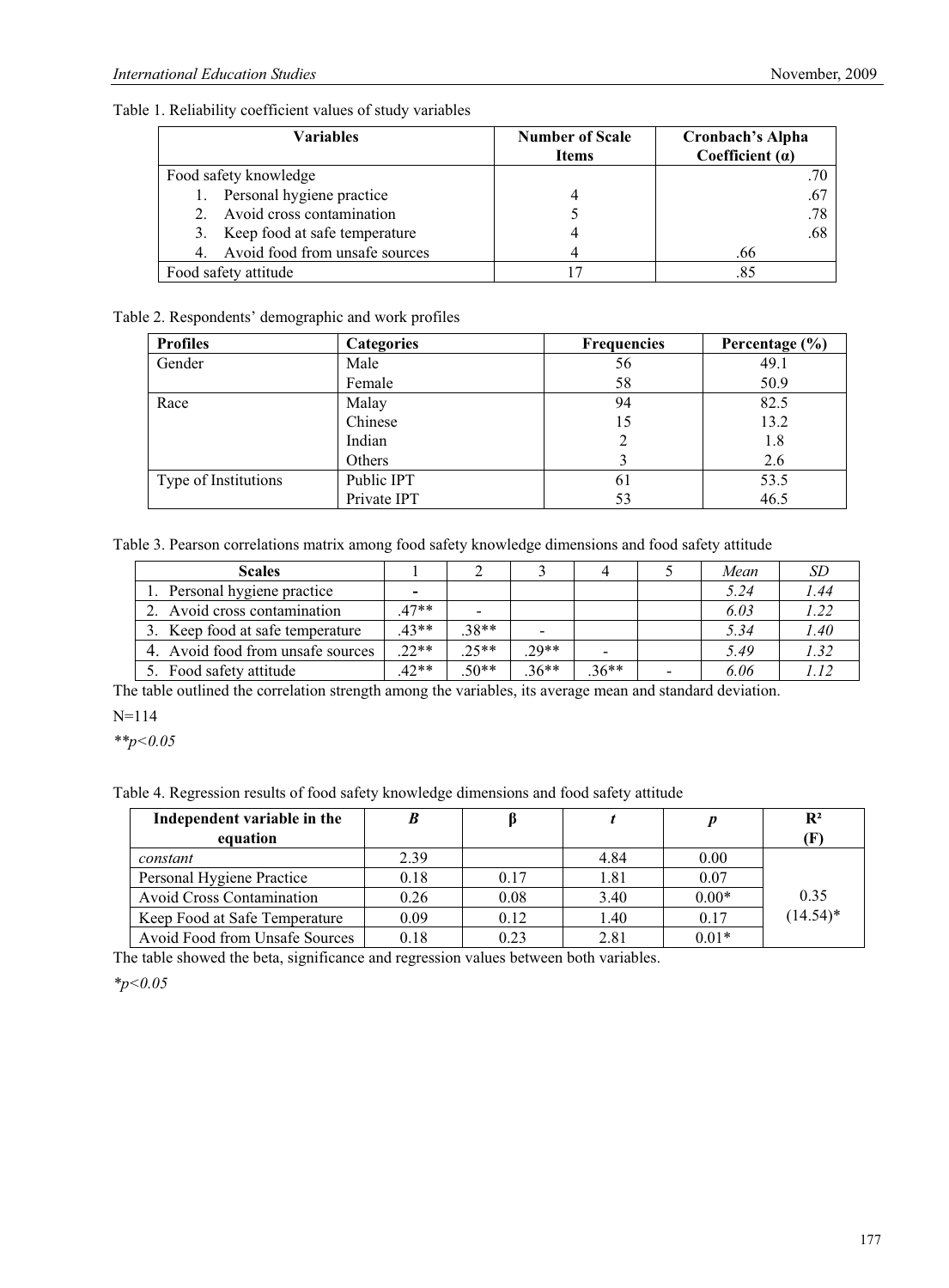Table 1. Reliability coefficient values of study variables

| Variables | Number of Scale Items | Cronbach's Alpha Coefficient (α) |
|---|---|---|
| Food safety knowledge | | .70 |
| 1. Personal hygiene practice | 4 | .67 |
| 2. Avoid cross contamination | 5 | .78 |
| 3. Keep food at safe temperature | 4 | .68 |
| 4. Avoid food from unsafe sources | 4 | .66 |
| Food safety attitude | 17 | .85 |

Table 2. Respondents' demographic and work profiles

| Profiles | Categories | Frequencies | Percentage (%) |
|---|---|---|---|
| Gender | Male | 56 | 49.1 |
| | Female | 58 | 50.9 |
| Race | Malay | 94 | 82.5 |
| | Chinese | 15 | 13.2 |
| | Indian | 2 | 1.8 |
| | Others | 3 | 2.6 |
| Type of Institutions | Public IPT | 61 | 53.5 |
| | Private IPT | 53 | 46.5 |

Table 3. Pearson correlations matrix among food safety knowledge dimensions and food safety attitude

| Scales | 1 | 2 | 3 | 4 | 5 | *Mean* | *SD* |
|---|---|---|---|---|---|---|---|
| 1. Personal hygiene practice | - | | | | | *5.24* | *1.44* |
| 2. Avoid cross contamination | .47** | - | | | | *6.03* | *1.22* |
| 3. Keep food at safe temperature | .43** | .38** | - | | | *5.34* | *1.40* |
| 4. Avoid food from unsafe sources | .22** | .25** | .29** | - | | *5.49* | *1.32* |
| 5. Food safety attitude | .42** | .50** | .36** | .36** | - | *6.06* | *1.12* |

The table outlined the correlation strength among the variables, its average mean and standard deviation.

N=114

*\*\*p<0.05*

Table 4. Regression results of food safety knowledge dimensions and food safety attitude

| Independent variable in the equation | *B* | β | *t* | *p* | $R^2$ (F) |
|---|---|---|---|---|---|
| *constant* | 2.39 | | 4.84 | 0.00 | |
| Personal Hygiene Practice | 0.18 | 0.17 | 1.81 | 0.07 | |
| Avoid Cross Contamination | 0.26 | 0.08 | 3.40 | 0.00* | 0.35 (14.54)* |
| Keep Food at Safe Temperature | 0.09 | 0.12 | 1.40 | 0.17 | |
| Avoid Food from Unsafe Sources | 0.18 | 0.23 | 2.81 | 0.01* | |

The table showed the beta, significance and regression values between both variables.

*\*p<0.05*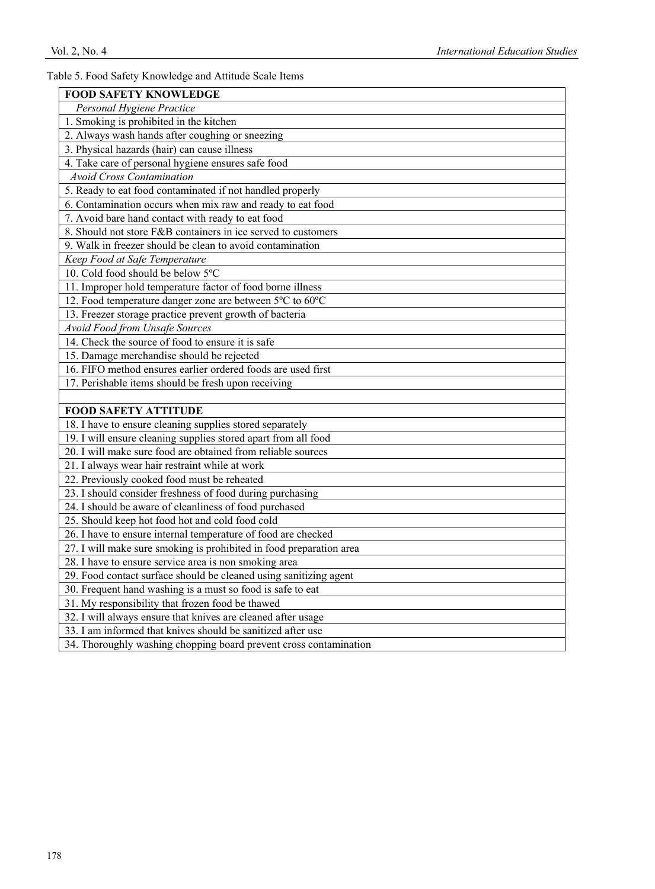Table 5. Food Safety Knowledge and Attitude Scale Items

| |
|---|
| **FOOD SAFETY KNOWLEDGE** |
| *Personal Hygiene Practice* |
| 1. Smoking is prohibited in the kitchen |
| 2. Always wash hands after coughing or sneezing |
| 3. Physical hazards (hair) can cause illness |
| 4. Take care of personal hygiene ensures safe food |
| *Avoid Cross Contamination* |
| 5. Ready to eat food contaminated if not handled properly |
| 6. Contamination occurs when mix raw and ready to eat food |
| 7. Avoid bare hand contact with ready to eat food |
| 8. Should not store F&B containers in ice served to customers |
| 9. Walk in freezer should be clean to avoid contamination |
| *Keep Food at Safe Temperature* |
| 10. Cold food should be below 5ºC |
| 11. Improper hold temperature factor of food borne illness |
| 12. Food temperature danger zone are between 5ºC to 60ºC |
| 13. Freezer storage practice prevent growth of bacteria |
| *Avoid Food from Unsafe Sources* |
| 14. Check the source of food to ensure it is safe |
| 15. Damage merchandise should be rejected |
| 16. FIFO method ensures earlier ordered foods are used first |
| 17. Perishable items should be fresh upon receiving |
| |
| **FOOD SAFETY ATTITUDE** |
| 18. I have to ensure cleaning supplies stored separately |
| 19. I will ensure cleaning supplies stored apart from all food |
| 20. I will make sure food are obtained from reliable sources |
| 21. I always wear hair restraint while at work |
| 22. Previously cooked food must be reheated |
| 23. I should consider freshness of food during purchasing |
| 24. I should be aware of cleanliness of food purchased |
| 25. Should keep hot food hot and cold food cold |
| 26. I have to ensure internal temperature of food are checked |
| 27. I will make sure smoking is prohibited in food preparation area |
| 28. I have to ensure service area is non smoking area |
| 29. Food contact surface should be cleaned using sanitizing agent |
| 30. Frequent hand washing is a must so food is safe to eat |
| 31. My responsibility that frozen food be thawed |
| 32. I will always ensure that knives are cleaned after usage |
| 33. I am informed that knives should be sanitized after use |
| 34. Thoroughly washing chopping board prevent cross contamination |